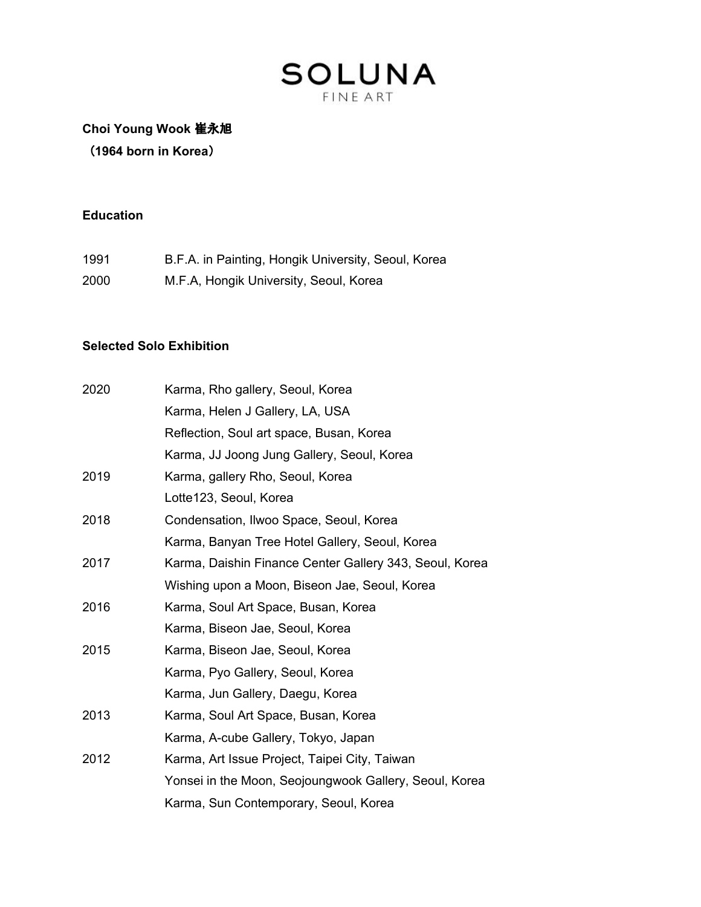# SOLUNA
FINE ART

**Choi Young Wook 崔永旭**
**（1964 born in Korea）**

## Education

| | |
|---|---|
| 1991 | B.F.A. in Painting, Hongik University, Seoul, Korea |
| 2000 | M.F.A, Hongik University, Seoul, Korea |

## Selected Solo Exhibition

| | |
|---|---|
| 2020 | Karma, Rho gallery, Seoul, Korea |
| | Karma, Helen J Gallery, LA, USA |
| | Reflection, Soul art space, Busan, Korea |
| | Karma, JJ Joong Jung Gallery, Seoul, Korea |
| 2019 | Karma, gallery Rho, Seoul, Korea |
| | Lotte123, Seoul, Korea |
| 2018 | Condensation, Ilwoo Space, Seoul, Korea |
| | Karma, Banyan Tree Hotel Gallery, Seoul, Korea |
| 2017 | Karma, Daishin Finance Center Gallery 343, Seoul, Korea |
| | Wishing upon a Moon, Biseon Jae, Seoul, Korea |
| 2016 | Karma, Soul Art Space, Busan, Korea |
| | Karma, Biseon Jae, Seoul, Korea |
| 2015 | Karma, Biseon Jae, Seoul, Korea |
| | Karma, Pyo Gallery, Seoul, Korea |
| | Karma, Jun Gallery, Daegu, Korea |
| 2013 | Karma, Soul Art Space, Busan, Korea |
| | Karma, A-cube Gallery, Tokyo, Japan |
| 2012 | Karma, Art Issue Project, Taipei City, Taiwan |
| | Yonsei in the Moon, Seojoungwook Gallery, Seoul, Korea |
| | Karma, Sun Contemporary, Seoul, Korea |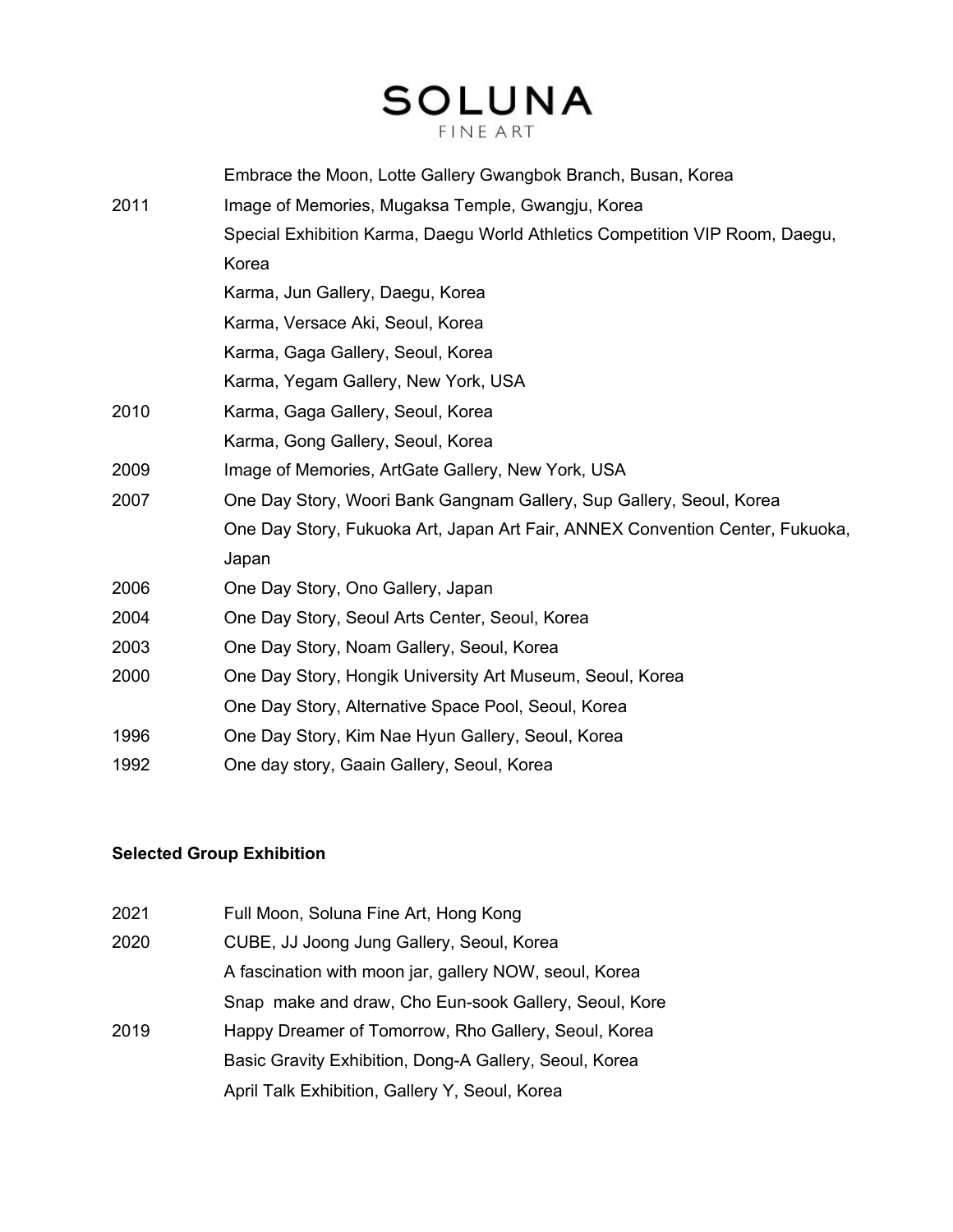| | |
|---|---|
| | Embrace the Moon, Lotte Gallery Gwangbok Branch, Busan, Korea |
| 2011 | Image of Memories, Mugaksa Temple, Gwangju, Korea |
| | Special Exhibition Karma, Daegu World Athletics Competition VIP Room, Daegu, Korea |
| | Karma, Jun Gallery, Daegu, Korea |
| | Karma, Versace Aki, Seoul, Korea |
| | Karma, Gaga Gallery, Seoul, Korea |
| | Karma, Yegam Gallery, New York, USA |
| 2010 | Karma, Gaga Gallery, Seoul, Korea |
| | Karma, Gong Gallery, Seoul, Korea |
| 2009 | Image of Memories, ArtGate Gallery, New York, USA |
| 2007 | One Day Story, Woori Bank Gangnam Gallery, Sup Gallery, Seoul, Korea |
| | One Day Story, Fukuoka Art, Japan Art Fair, ANNEX Convention Center, Fukuoka, Japan |
| 2006 | One Day Story, Ono Gallery, Japan |
| 2004 | One Day Story, Seoul Arts Center, Seoul, Korea |
| 2003 | One Day Story, Noam Gallery, Seoul, Korea |
| 2000 | One Day Story, Hongik University Art Museum, Seoul, Korea |
| | One Day Story, Alternative Space Pool, Seoul, Korea |
| 1996 | One Day Story, Kim Nae Hyun Gallery, Seoul, Korea |
| 1992 | One day story, Gaain Gallery, Seoul, Korea |

**Selected Group Exhibition**

| | |
|---|---|
| 2021 | Full Moon, Soluna Fine Art, Hong Kong |
| 2020 | CUBE, JJ Joong Jung Gallery, Seoul, Korea |
| | A fascination with moon jar, gallery NOW, seoul, Korea |
| | Snap make and draw, Cho Eun-sook Gallery, Seoul, Kore |
| 2019 | Happy Dreamer of Tomorrow, Rho Gallery, Seoul, Korea |
| | Basic Gravity Exhibition, Dong-A Gallery, Seoul, Korea |
| | April Talk Exhibition, Gallery Y, Seoul, Korea |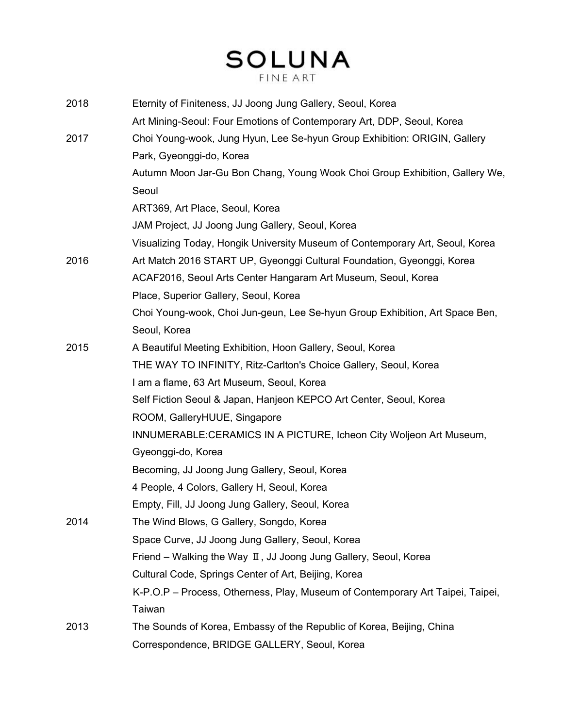| | |
|---|---|
| 2018 | Eternity of Finiteness, JJ Joong Jung Gallery, Seoul, Korea |
| | Art Mining-Seoul: Four Emotions of Contemporary Art, DDP, Seoul, Korea |
| 2017 | Choi Young-wook, Jung Hyun, Lee Se-hyun Group Exhibition: ORIGIN, Gallery Park, Gyeonggi-do, Korea |
| | Autumn Moon Jar-Gu Bon Chang, Young Wook Choi Group Exhibition, Gallery We, Seoul |
| | ART369, Art Place, Seoul, Korea |
| | JAM Project, JJ Joong Jung Gallery, Seoul, Korea |
| | Visualizing Today, Hongik University Museum of Contemporary Art, Seoul, Korea |
| 2016 | Art Match 2016 START UP, Gyeonggi Cultural Foundation, Gyeonggi, Korea |
| | ACAF2016, Seoul Arts Center Hangaram Art Museum, Seoul, Korea |
| | Place, Superior Gallery, Seoul, Korea |
| | Choi Young-wook, Choi Jun-geun, Lee Se-hyun Group Exhibition, Art Space Ben, Seoul, Korea |
| 2015 | A Beautiful Meeting Exhibition, Hoon Gallery, Seoul, Korea |
| | THE WAY TO INFINITY, Ritz-Carlton's Choice Gallery, Seoul, Korea |
| | I am a flame, 63 Art Museum, Seoul, Korea |
| | Self Fiction Seoul & Japan, Hanjeon KEPCO Art Center, Seoul, Korea |
| | ROOM, GalleryHUUE, Singapore |
| | INNUMERABLE:CERAMICS IN A PICTURE, Icheon City Woljeon Art Museum, Gyeonggi-do, Korea |
| | Becoming, JJ Joong Jung Gallery, Seoul, Korea |
| | 4 People, 4 Colors, Gallery H, Seoul, Korea |
| | Empty, Fill, JJ Joong Jung Gallery, Seoul, Korea |
| 2014 | The Wind Blows, G Gallery, Songdo, Korea |
| | Space Curve, JJ Joong Jung Gallery, Seoul, Korea |
| | Friend – Walking the Way Ⅱ, JJ Joong Jung Gallery, Seoul, Korea |
| | Cultural Code, Springs Center of Art, Beijing, Korea |
| | K-P.O.P – Process, Otherness, Play, Museum of Contemporary Art Taipei, Taipei, Taiwan |
| 2013 | The Sounds of Korea, Embassy of the Republic of Korea, Beijing, China |
| | Correspondence, BRIDGE GALLERY, Seoul, Korea |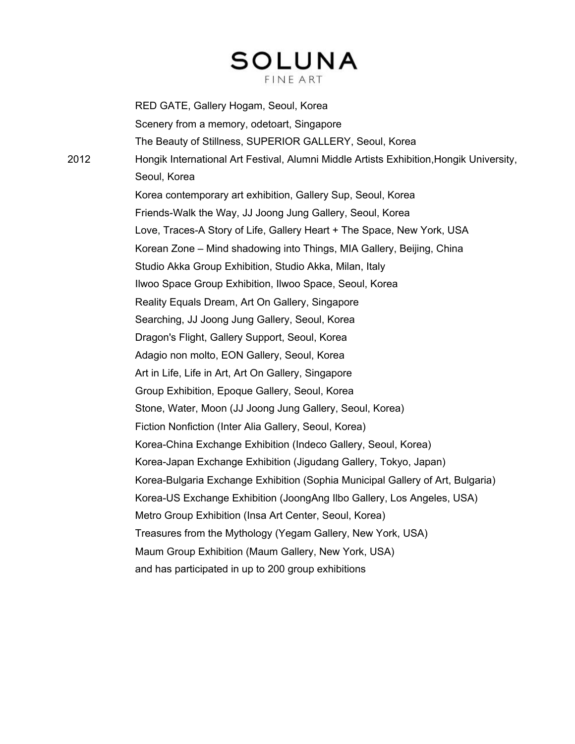RED GATE, Gallery Hogam, Seoul, Korea

Scenery from a memory, odetoart, Singapore

The Beauty of Stillness, SUPERIOR GALLERY, Seoul, Korea

2012

Hongik International Art Festival, Alumni Middle Artists Exhibition,Hongik University, Seoul, Korea

Korea contemporary art exhibition, Gallery Sup, Seoul, Korea

Friends-Walk the Way, JJ Joong Jung Gallery, Seoul, Korea

Love, Traces-A Story of Life, Gallery Heart + The Space, New York, USA

Korean Zone – Mind shadowing into Things, MIA Gallery, Beijing, China

Studio Akka Group Exhibition, Studio Akka, Milan, Italy

Ilwoo Space Group Exhibition, Ilwoo Space, Seoul, Korea

Reality Equals Dream, Art On Gallery, Singapore

Searching, JJ Joong Jung Gallery, Seoul, Korea

Dragon's Flight, Gallery Support, Seoul, Korea

Adagio non molto, EON Gallery, Seoul, Korea

Art in Life, Life in Art, Art On Gallery, Singapore

Group Exhibition, Epoque Gallery, Seoul, Korea

Stone, Water, Moon (JJ Joong Jung Gallery, Seoul, Korea)

Fiction Nonfiction (Inter Alia Gallery, Seoul, Korea)

Korea-China Exchange Exhibition (Indeco Gallery, Seoul, Korea)

Korea-Japan Exchange Exhibition (Jigudang Gallery, Tokyo, Japan)

Korea-Bulgaria Exchange Exhibition (Sophia Municipal Gallery of Art, Bulgaria)

Korea-US Exchange Exhibition (JoongAng Ilbo Gallery, Los Angeles, USA)

Metro Group Exhibition (Insa Art Center, Seoul, Korea)

Treasures from the Mythology (Yegam Gallery, New York, USA)

Maum Group Exhibition (Maum Gallery, New York, USA)

and has participated in up to 200 group exhibitions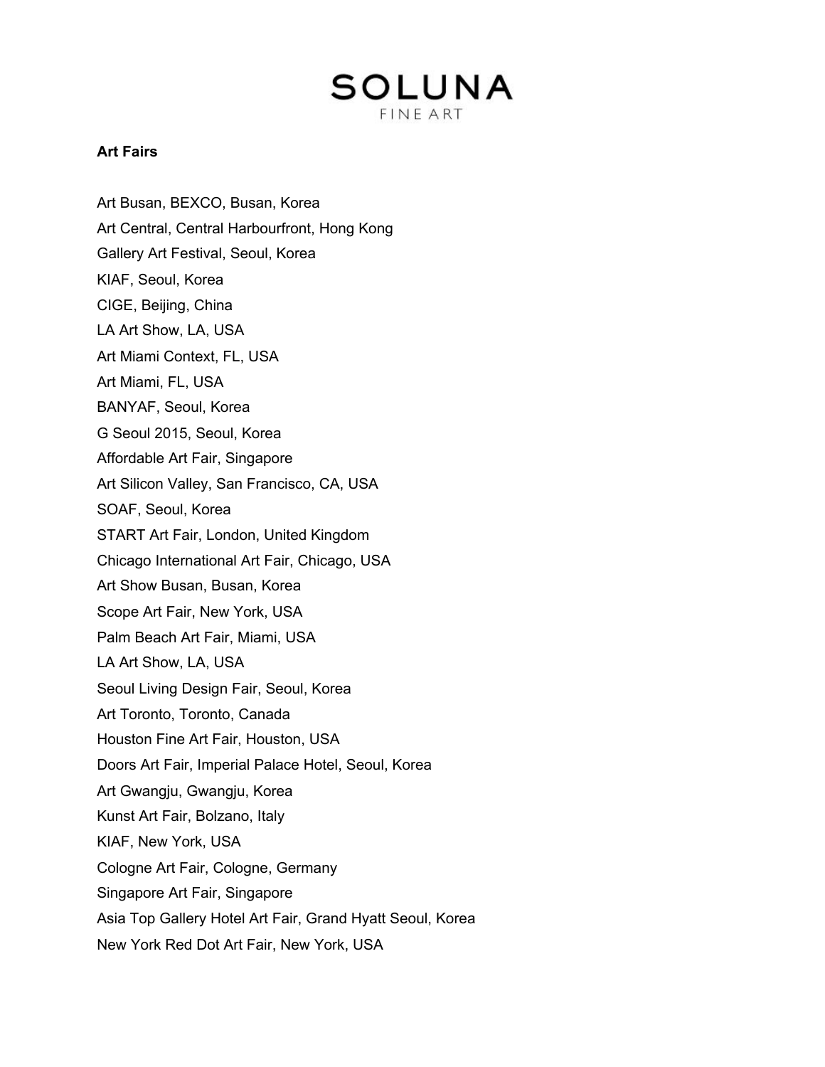SOLUNA
FINE ART

**Art Fairs**

Art Busan, BEXCO, Busan, Korea
Art Central, Central Harbourfront, Hong Kong
Gallery Art Festival, Seoul, Korea
KIAF, Seoul, Korea
CIGE, Beijing, China
LA Art Show, LA, USA
Art Miami Context, FL, USA
Art Miami, FL, USA
BANYAF, Seoul, Korea
G Seoul 2015, Seoul, Korea
Affordable Art Fair, Singapore
Art Silicon Valley, San Francisco, CA, USA
SOAF, Seoul, Korea
START Art Fair, London, United Kingdom
Chicago International Art Fair, Chicago, USA
Art Show Busan, Busan, Korea
Scope Art Fair, New York, USA
Palm Beach Art Fair, Miami, USA
LA Art Show, LA, USA
Seoul Living Design Fair, Seoul, Korea
Art Toronto, Toronto, Canada
Houston Fine Art Fair, Houston, USA
Doors Art Fair, Imperial Palace Hotel, Seoul, Korea
Art Gwangju, Gwangju, Korea
Kunst Art Fair, Bolzano, Italy
KIAF, New York, USA
Cologne Art Fair, Cologne, Germany
Singapore Art Fair, Singapore
Asia Top Gallery Hotel Art Fair, Grand Hyatt Seoul, Korea
New York Red Dot Art Fair, New York, USA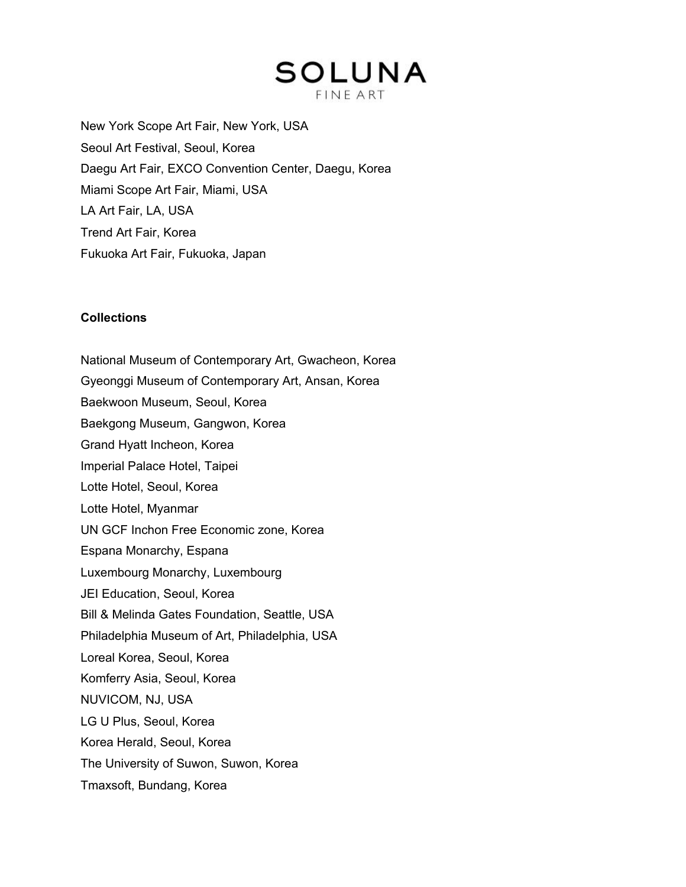New York Scope Art Fair, New York, USA
Seoul Art Festival, Seoul, Korea
Daegu Art Fair, EXCO Convention Center, Daegu, Korea
Miami Scope Art Fair, Miami, USA
LA Art Fair, LA, USA
Trend Art Fair, Korea
Fukuoka Art Fair, Fukuoka, Japan

**Collections**

National Museum of Contemporary Art, Gwacheon, Korea
Gyeonggi Museum of Contemporary Art, Ansan, Korea
Baekwoon Museum, Seoul, Korea
Baekgong Museum, Gangwon, Korea
Grand Hyatt Incheon, Korea
Imperial Palace Hotel, Taipei
Lotte Hotel, Seoul, Korea
Lotte Hotel, Myanmar
UN GCF Inchon Free Economic zone, Korea
Espana Monarchy, Espana
Luxembourg Monarchy, Luxembourg
JEI Education, Seoul, Korea
Bill & Melinda Gates Foundation, Seattle, USA
Philadelphia Museum of Art, Philadelphia, USA
Loreal Korea, Seoul, Korea
Komferry Asia, Seoul, Korea
NUVICOM, NJ, USA
LG U Plus, Seoul, Korea
Korea Herald, Seoul, Korea
The University of Suwon, Suwon, Korea
Tmaxsoft, Bundang, Korea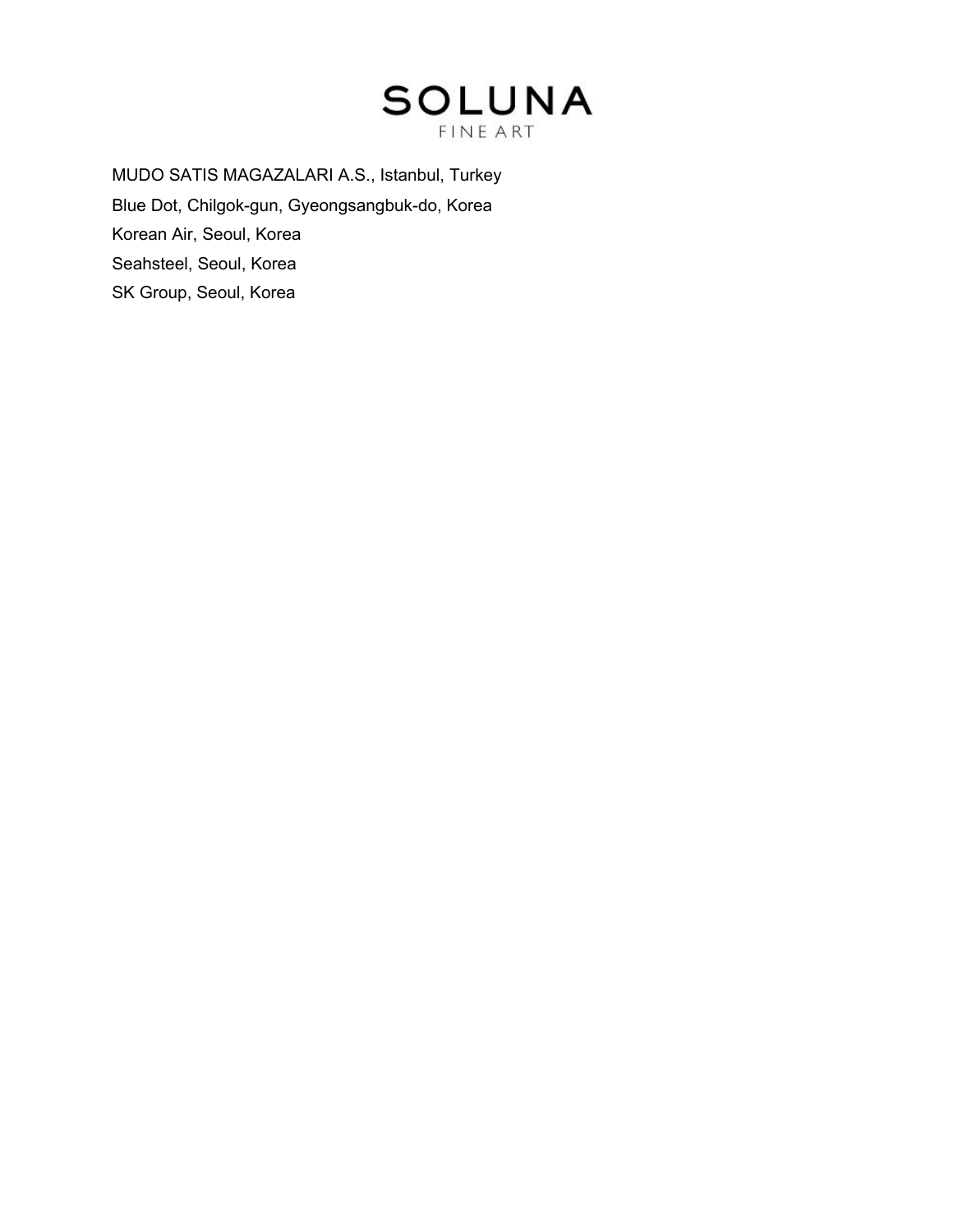MUDO SATIS MAGAZALARI A.S., Istanbul, Turkey

Blue Dot, Chilgok-gun, Gyeongsangbuk-do, Korea

Korean Air, Seoul, Korea

Seahsteel, Seoul, Korea

SK Group, Seoul, Korea